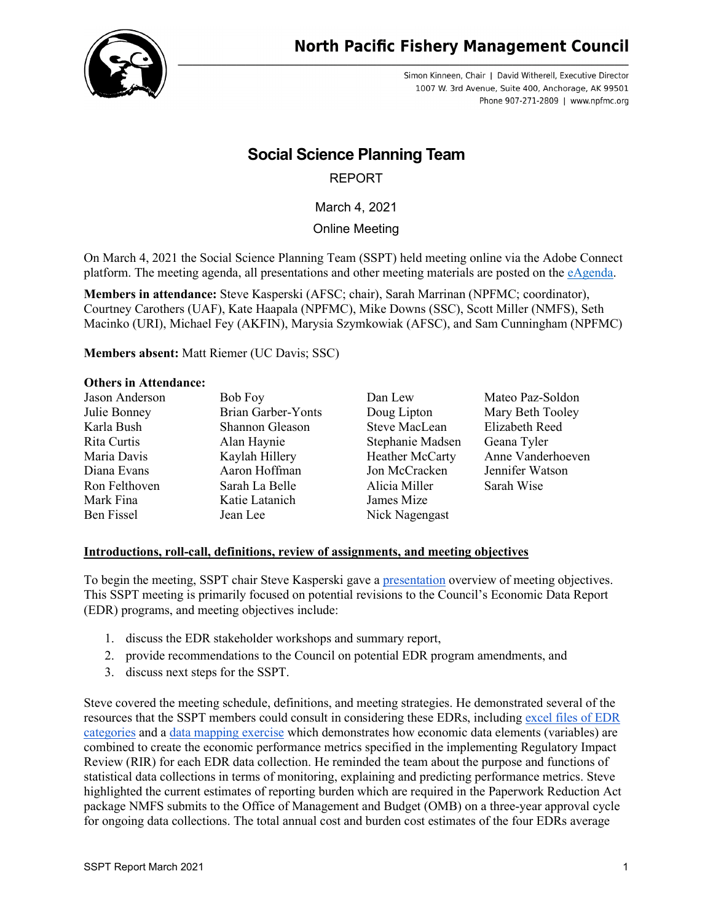# North Pacific Fishery Management Council

Simon Kinneen, Chair | David Witherell, Executive Director
1007 W. 3rd Avenue, Suite 400, Anchorage, AK 99501
Phone 907-271-2809 | www.npfmc.org

## Social Science Planning Team

REPORT

March 4, 2021

Online Meeting

On March 4, 2021 the Social Science Planning Team (SSPT) held meeting online via the Adobe Connect platform. The meeting agenda, all presentations and other meeting materials are posted on the eAgenda.

**Members in attendance:** Steve Kasperski (AFSC; chair), Sarah Marrinan (NPFMC; coordinator), Courtney Carothers (UAF), Kate Haapala (NPFMC), Mike Downs (SSC), Scott Miller (NMFS), Seth Macinko (URI), Michael Fey (AKFIN), Marysia Szymkowiak (AFSC), and Sam Cunningham (NPFMC)

**Members absent:** Matt Riemer (UC Davis; SSC)

**Others in Attendance:**

| | | | |
|---|---|---|---|
| Jason Anderson | Bob Foy | Dan Lew | Mateo Paz-Soldon |
| Julie Bonney | Brian Garber-Yonts | Doug Lipton | Mary Beth Tooley |
| Karla Bush | Shannon Gleason | Steve MacLean | Elizabeth Reed |
| Rita Curtis | Alan Haynie | Stephanie Madsen | Geana Tyler |
| Maria Davis | Kaylah Hillery | Heather McCarty | Anne Vanderhoeven |
| Diana Evans | Aaron Hoffman | Jon McCracken | Jennifer Watson |
| Ron Felthoven | Sarah La Belle | Alicia Miller | Sarah Wise |
| Mark Fina | Katie Latanich | James Mize | |
| Ben Fissel | Jean Lee | Nick Nagengast | |

**Introductions, roll-call, definitions, review of assignments, and meeting objectives**

To begin the meeting, SSPT chair Steve Kasperski gave a presentation overview of meeting objectives. This SSPT meeting is primarily focused on potential revisions to the Council's Economic Data Report (EDR) programs, and meeting objectives include:

1. discuss the EDR stakeholder workshops and summary report,
2. provide recommendations to the Council on potential EDR program amendments, and
3. discuss next steps for the SSPT.

Steve covered the meeting schedule, definitions, and meeting strategies. He demonstrated several of the resources that the SSPT members could consult in considering these EDRs, including excel files of EDR categories and a data mapping exercise which demonstrates how economic data elements (variables) are combined to create the economic performance metrics specified in the implementing Regulatory Impact Review (RIR) for each EDR data collection. He reminded the team about the purpose and functions of statistical data collections in terms of monitoring, explaining and predicting performance metrics. Steve highlighted the current estimates of reporting burden which are required in the Paperwork Reduction Act package NMFS submits to the Office of Management and Budget (OMB) on a three-year approval cycle for ongoing data collections. The total annual cost and burden cost estimates of the four EDRs average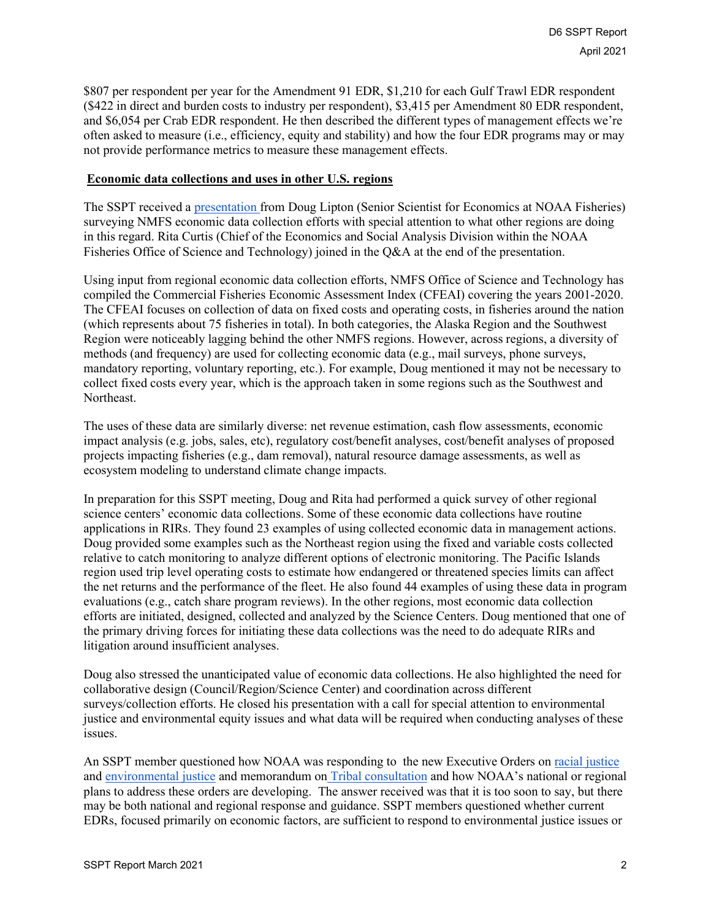$807 per respondent per year for the Amendment 91 EDR, $1,210 for each Gulf Trawl EDR respondent ($422 in direct and burden costs to industry per respondent), $3,415 per Amendment 80 EDR respondent, and $6,054 per Crab EDR respondent. He then described the different types of management effects we're often asked to measure (i.e., efficiency, equity and stability) and how the four EDR programs may or may not provide performance metrics to measure these management effects.

**Economic data collections and uses in other U.S. regions**

The SSPT received a presentation from Doug Lipton (Senior Scientist for Economics at NOAA Fisheries) surveying NMFS economic data collection efforts with special attention to what other regions are doing in this regard. Rita Curtis (Chief of the Economics and Social Analysis Division within the NOAA Fisheries Office of Science and Technology) joined in the Q&A at the end of the presentation.

Using input from regional economic data collection efforts, NMFS Office of Science and Technology has compiled the Commercial Fisheries Economic Assessment Index (CFEAI) covering the years 2001-2020. The CFEAI focuses on collection of data on fixed costs and operating costs, in fisheries around the nation (which represents about 75 fisheries in total). In both categories, the Alaska Region and the Southwest Region were noticeably lagging behind the other NMFS regions. However, across regions, a diversity of methods (and frequency) are used for collecting economic data (e.g., mail surveys, phone surveys, mandatory reporting, voluntary reporting, etc.). For example, Doug mentioned it may not be necessary to collect fixed costs every year, which is the approach taken in some regions such as the Southwest and Northeast.

The uses of these data are similarly diverse: net revenue estimation, cash flow assessments, economic impact analysis (e.g. jobs, sales, etc), regulatory cost/benefit analyses, cost/benefit analyses of proposed projects impacting fisheries (e.g., dam removal), natural resource damage assessments, as well as ecosystem modeling to understand climate change impacts.

In preparation for this SSPT meeting, Doug and Rita had performed a quick survey of other regional science centers' economic data collections. Some of these economic data collections have routine applications in RIRs. They found 23 examples of using collected economic data in management actions. Doug provided some examples such as the Northeast region using the fixed and variable costs collected relative to catch monitoring to analyze different options of electronic monitoring. The Pacific Islands region used trip level operating costs to estimate how endangered or threatened species limits can affect the net returns and the performance of the fleet. He also found 44 examples of using these data in program evaluations (e.g., catch share program reviews). In the other regions, most economic data collection efforts are initiated, designed, collected and analyzed by the Science Centers. Doug mentioned that one of the primary driving forces for initiating these data collections was the need to do adequate RIRs and litigation around insufficient analyses.

Doug also stressed the unanticipated value of economic data collections. He also highlighted the need for collaborative design (Council/Region/Science Center) and coordination across different surveys/collection efforts. He closed his presentation with a call for special attention to environmental justice and environmental equity issues and what data will be required when conducting analyses of these issues.

An SSPT member questioned how NOAA was responding to the new Executive Orders on racial justice and environmental justice and memorandum on Tribal consultation and how NOAA's national or regional plans to address these orders are developing. The answer received was that it is too soon to say, but there may be both national and regional response and guidance. SSPT members questioned whether current EDRs, focused primarily on economic factors, are sufficient to respond to environmental justice issues or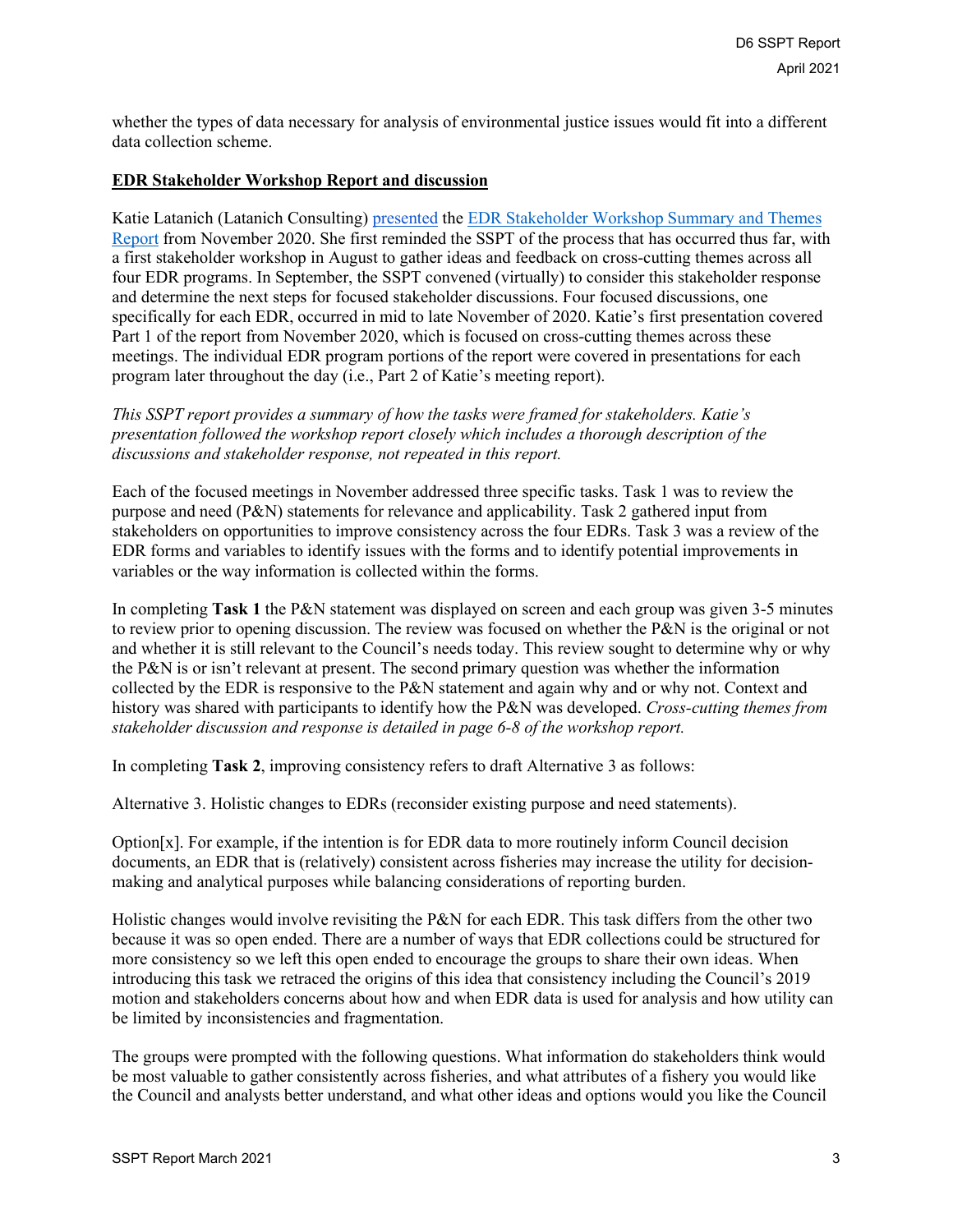whether the types of data necessary for analysis of environmental justice issues would fit into a different data collection scheme.

**EDR Stakeholder Workshop Report and discussion**

Katie Latanich (Latanich Consulting) presented the EDR Stakeholder Workshop Summary and Themes Report from November 2020. She first reminded the SSPT of the process that has occurred thus far, with a first stakeholder workshop in August to gather ideas and feedback on cross-cutting themes across all four EDR programs. In September, the SSPT convened (virtually) to consider this stakeholder response and determine the next steps for focused stakeholder discussions. Four focused discussions, one specifically for each EDR, occurred in mid to late November of 2020. Katie's first presentation covered Part 1 of the report from November 2020, which is focused on cross-cutting themes across these meetings. The individual EDR program portions of the report were covered in presentations for each program later throughout the day (i.e., Part 2 of Katie's meeting report).

*This SSPT report provides a summary of how the tasks were framed for stakeholders. Katie's presentation followed the workshop report closely which includes a thorough description of the discussions and stakeholder response, not repeated in this report.*

Each of the focused meetings in November addressed three specific tasks. Task 1 was to review the purpose and need (P&N) statements for relevance and applicability. Task 2 gathered input from stakeholders on opportunities to improve consistency across the four EDRs. Task 3 was a review of the EDR forms and variables to identify issues with the forms and to identify potential improvements in variables or the way information is collected within the forms.

In completing **Task 1** the P&N statement was displayed on screen and each group was given 3-5 minutes to review prior to opening discussion. The review was focused on whether the P&N is the original or not and whether it is still relevant to the Council's needs today. This review sought to determine why or why the P&N is or isn't relevant at present. The second primary question was whether the information collected by the EDR is responsive to the P&N statement and again why and or why not. Context and history was shared with participants to identify how the P&N was developed. *Cross-cutting themes from stakeholder discussion and response is detailed in page 6-8 of the workshop report.*

In completing **Task 2**, improving consistency refers to draft Alternative 3 as follows:

Alternative 3. Holistic changes to EDRs (reconsider existing purpose and need statements).

Option[x]. For example, if the intention is for EDR data to more routinely inform Council decision documents, an EDR that is (relatively) consistent across fisheries may increase the utility for decision-making and analytical purposes while balancing considerations of reporting burden.

Holistic changes would involve revisiting the P&N for each EDR. This task differs from the other two because it was so open ended. There are a number of ways that EDR collections could be structured for more consistency so we left this open ended to encourage the groups to share their own ideas. When introducing this task we retraced the origins of this idea that consistency including the Council's 2019 motion and stakeholders concerns about how and when EDR data is used for analysis and how utility can be limited by inconsistencies and fragmentation.

The groups were prompted with the following questions. What information do stakeholders think would be most valuable to gather consistently across fisheries, and what attributes of a fishery you would like the Council and analysts better understand, and what other ideas and options would you like the Council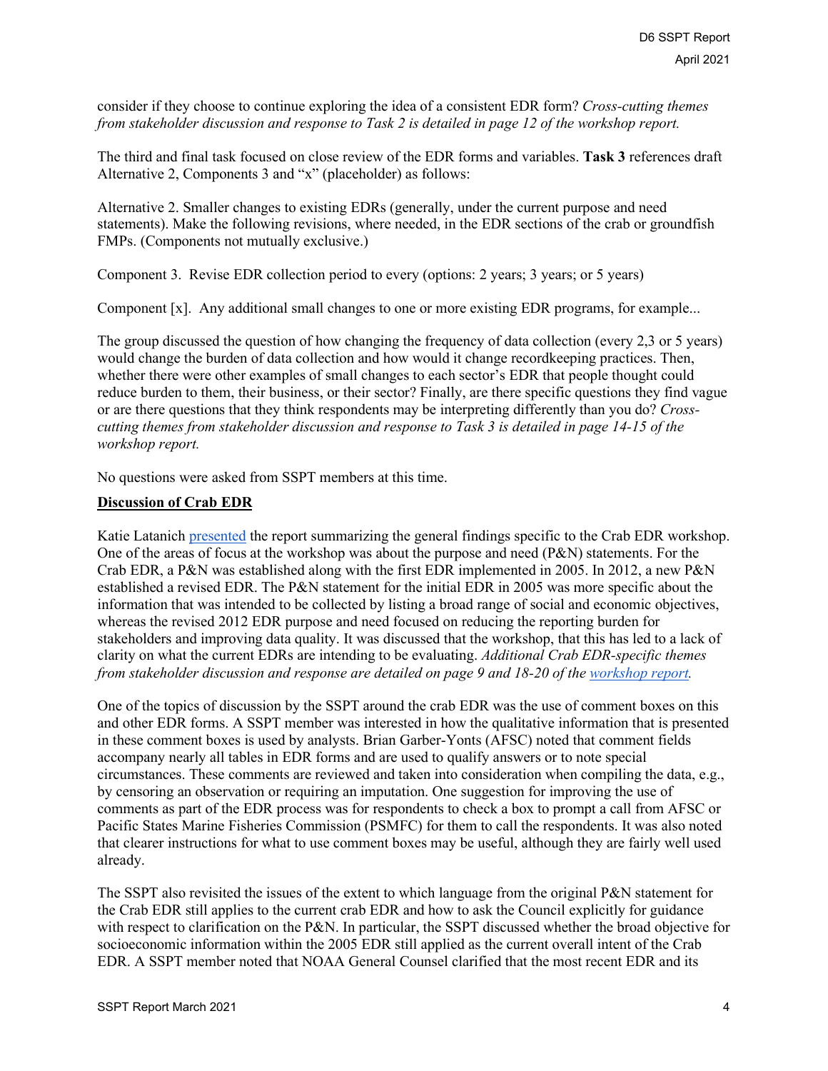consider if they choose to continue exploring the idea of a consistent EDR form? *Cross-cutting themes from stakeholder discussion and response to Task 2 is detailed in page 12 of the workshop report.*

The third and final task focused on close review of the EDR forms and variables. **Task 3** references draft Alternative 2, Components 3 and "x" (placeholder) as follows:

Alternative 2. Smaller changes to existing EDRs (generally, under the current purpose and need statements). Make the following revisions, where needed, in the EDR sections of the crab or groundfish FMPs. (Components not mutually exclusive.)

Component 3. Revise EDR collection period to every (options: 2 years; 3 years; or 5 years)

Component [x]. Any additional small changes to one or more existing EDR programs, for example...

The group discussed the question of how changing the frequency of data collection (every 2,3 or 5 years) would change the burden of data collection and how would it change recordkeeping practices. Then, whether there were other examples of small changes to each sector's EDR that people thought could reduce burden to them, their business, or their sector? Finally, are there specific questions they find vague or are there questions that they think respondents may be interpreting differently than you do? *Cross-cutting themes from stakeholder discussion and response to Task 3 is detailed in page 14-15 of the workshop report.*

No questions were asked from SSPT members at this time.

**Discussion of Crab EDR**

Katie Latanich presented the report summarizing the general findings specific to the Crab EDR workshop. One of the areas of focus at the workshop was about the purpose and need (P&N) statements. For the Crab EDR, a P&N was established along with the first EDR implemented in 2005. In 2012, a new P&N established a revised EDR. The P&N statement for the initial EDR in 2005 was more specific about the information that was intended to be collected by listing a broad range of social and economic objectives, whereas the revised 2012 EDR purpose and need focused on reducing the reporting burden for stakeholders and improving data quality. It was discussed that the workshop, that this has led to a lack of clarity on what the current EDRs are intending to be evaluating. *Additional Crab EDR-specific themes from stakeholder discussion and response are detailed on page 9 and 18-20 of the workshop report.*

One of the topics of discussion by the SSPT around the crab EDR was the use of comment boxes on this and other EDR forms. A SSPT member was interested in how the qualitative information that is presented in these comment boxes is used by analysts. Brian Garber-Yonts (AFSC) noted that comment fields accompany nearly all tables in EDR forms and are used to qualify answers or to note special circumstances. These comments are reviewed and taken into consideration when compiling the data, e.g., by censoring an observation or requiring an imputation. One suggestion for improving the use of comments as part of the EDR process was for respondents to check a box to prompt a call from AFSC or Pacific States Marine Fisheries Commission (PSMFC) for them to call the respondents. It was also noted that clearer instructions for what to use comment boxes may be useful, although they are fairly well used already.

The SSPT also revisited the issues of the extent to which language from the original P&N statement for the Crab EDR still applies to the current crab EDR and how to ask the Council explicitly for guidance with respect to clarification on the P&N. In particular, the SSPT discussed whether the broad objective for socioeconomic information within the 2005 EDR still applied as the current overall intent of the Crab EDR. A SSPT member noted that NOAA General Counsel clarified that the most recent EDR and its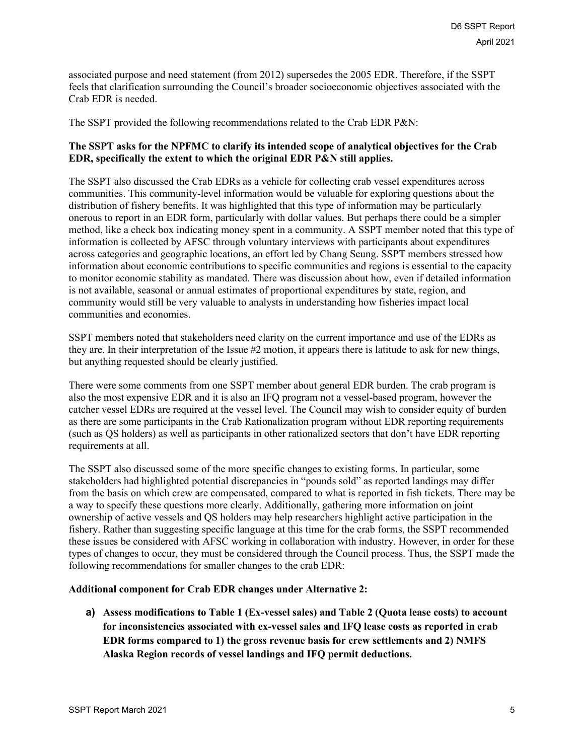associated purpose and need statement (from 2012) supersedes the 2005 EDR. Therefore, if the SSPT feels that clarification surrounding the Council's broader socioeconomic objectives associated with the Crab EDR is needed.

The SSPT provided the following recommendations related to the Crab EDR P&N:

**The SSPT asks for the NPFMC to clarify its intended scope of analytical objectives for the Crab EDR, specifically the extent to which the original EDR P&N still applies.**

The SSPT also discussed the Crab EDRs as a vehicle for collecting crab vessel expenditures across communities. This community-level information would be valuable for exploring questions about the distribution of fishery benefits. It was highlighted that this type of information may be particularly onerous to report in an EDR form, particularly with dollar values. But perhaps there could be a simpler method, like a check box indicating money spent in a community. A SSPT member noted that this type of information is collected by AFSC through voluntary interviews with participants about expenditures across categories and geographic locations, an effort led by Chang Seung. SSPT members stressed how information about economic contributions to specific communities and regions is essential to the capacity to monitor economic stability as mandated. There was discussion about how, even if detailed information is not available, seasonal or annual estimates of proportional expenditures by state, region, and community would still be very valuable to analysts in understanding how fisheries impact local communities and economies.

SSPT members noted that stakeholders need clarity on the current importance and use of the EDRs as they are. In their interpretation of the Issue #2 motion, it appears there is latitude to ask for new things, but anything requested should be clearly justified.

There were some comments from one SSPT member about general EDR burden. The crab program is also the most expensive EDR and it is also an IFQ program not a vessel-based program, however the catcher vessel EDRs are required at the vessel level. The Council may wish to consider equity of burden as there are some participants in the Crab Rationalization program without EDR reporting requirements (such as QS holders) as well as participants in other rationalized sectors that don't have EDR reporting requirements at all.

The SSPT also discussed some of the more specific changes to existing forms. In particular, some stakeholders had highlighted potential discrepancies in "pounds sold" as reported landings may differ from the basis on which crew are compensated, compared to what is reported in fish tickets. There may be a way to specify these questions more clearly. Additionally, gathering more information on joint ownership of active vessels and QS holders may help researchers highlight active participation in the fishery. Rather than suggesting specific language at this time for the crab forms, the SSPT recommended these issues be considered with AFSC working in collaboration with industry. However, in order for these types of changes to occur, they must be considered through the Council process. Thus, the SSPT made the following recommendations for smaller changes to the crab EDR:

**Additional component for Crab EDR changes under Alternative 2:**

a) **Assess modifications to Table 1 (Ex-vessel sales) and Table 2 (Quota lease costs) to account for inconsistencies associated with ex-vessel sales and IFQ lease costs as reported in crab EDR forms compared to 1) the gross revenue basis for crew settlements and 2) NMFS Alaska Region records of vessel landings and IFQ permit deductions.**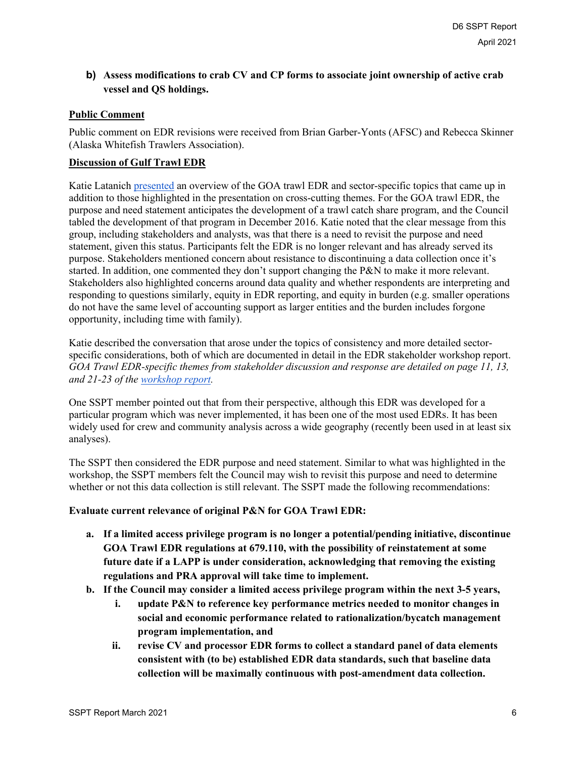**b) Assess modifications to crab CV and CP forms to associate joint ownership of active crab vessel and QS holdings.**

**Public Comment**

Public comment on EDR revisions were received from Brian Garber-Yonts (AFSC) and Rebecca Skinner (Alaska Whitefish Trawlers Association).

**Discussion of Gulf Trawl EDR**

Katie Latanich presented an overview of the GOA trawl EDR and sector-specific topics that came up in addition to those highlighted in the presentation on cross-cutting themes. For the GOA trawl EDR, the purpose and need statement anticipates the development of a trawl catch share program, and the Council tabled the development of that program in December 2016. Katie noted that the clear message from this group, including stakeholders and analysts, was that there is a need to revisit the purpose and need statement, given this status. Participants felt the EDR is no longer relevant and has already served its purpose. Stakeholders mentioned concern about resistance to discontinuing a data collection once it's started. In addition, one commented they don't support changing the P&N to make it more relevant. Stakeholders also highlighted concerns around data quality and whether respondents are interpreting and responding to questions similarly, equity in EDR reporting, and equity in burden (e.g. smaller operations do not have the same level of accounting support as larger entities and the burden includes forgone opportunity, including time with family).

Katie described the conversation that arose under the topics of consistency and more detailed sector-specific considerations, both of which are documented in detail in the EDR stakeholder workshop report. *GOA Trawl EDR-specific themes from stakeholder discussion and response are detailed on page 11, 13, and 21-23 of the workshop report.*

One SSPT member pointed out that from their perspective, although this EDR was developed for a particular program which was never implemented, it has been one of the most used EDRs. It has been widely used for crew and community analysis across a wide geography (recently been used in at least six analyses).

The SSPT then considered the EDR purpose and need statement. Similar to what was highlighted in the workshop, the SSPT members felt the Council may wish to revisit this purpose and need to determine whether or not this data collection is still relevant. The SSPT made the following recommendations:

**Evaluate current relevance of original P&N for GOA Trawl EDR:**

- **a. If a limited access privilege program is no longer a potential/pending initiative, discontinue GOA Trawl EDR regulations at 679.110, with the possibility of reinstatement at some future date if a LAPP is under consideration, acknowledging that removing the existing regulations and PRA approval will take time to implement.**
- **b. If the Council may consider a limited access privilege program within the next 3-5 years,**
  - **i. update P&N to reference key performance metrics needed to monitor changes in social and economic performance related to rationalization/bycatch management program implementation, and**
  - **ii. revise CV and processor EDR forms to collect a standard panel of data elements consistent with (to be) established EDR data standards, such that baseline data collection will be maximally continuous with post-amendment data collection.**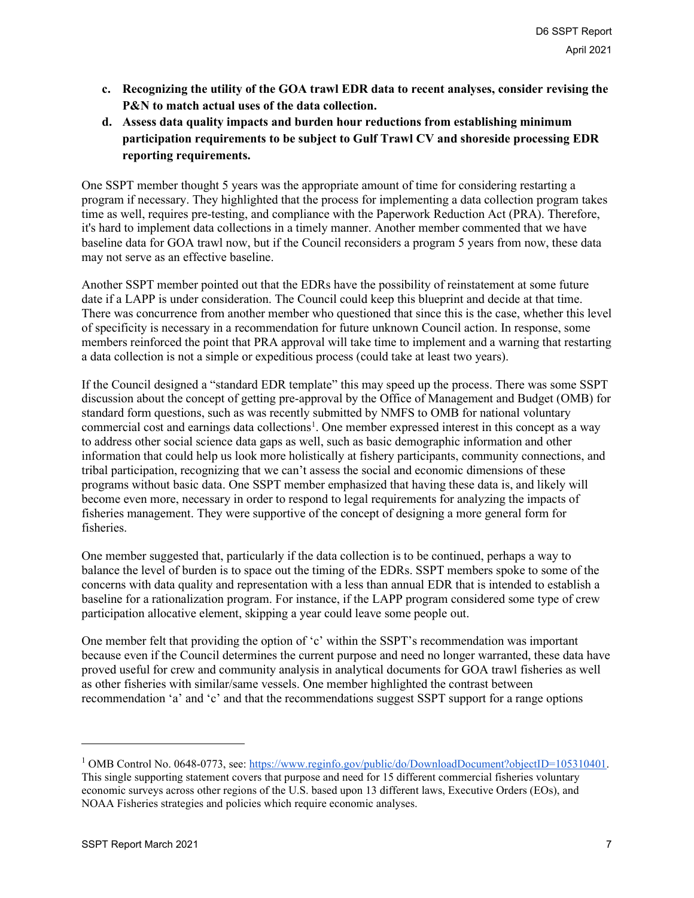c. **Recognizing the utility of the GOA trawl EDR data to recent analyses, consider revising the P&N to match actual uses of the data collection.**

d. **Assess data quality impacts and burden hour reductions from establishing minimum participation requirements to be subject to Gulf Trawl CV and shoreside processing EDR reporting requirements.**

One SSPT member thought 5 years was the appropriate amount of time for considering restarting a program if necessary. They highlighted that the process for implementing a data collection program takes time as well, requires pre-testing, and compliance with the Paperwork Reduction Act (PRA). Therefore, it's hard to implement data collections in a timely manner. Another member commented that we have baseline data for GOA trawl now, but if the Council reconsiders a program 5 years from now, these data may not serve as an effective baseline.

Another SSPT member pointed out that the EDRs have the possibility of reinstatement at some future date if a LAPP is under consideration. The Council could keep this blueprint and decide at that time. There was concurrence from another member who questioned that since this is the case, whether this level of specificity is necessary in a recommendation for future unknown Council action. In response, some members reinforced the point that PRA approval will take time to implement and a warning that restarting a data collection is not a simple or expeditious process (could take at least two years).

If the Council designed a "standard EDR template" this may speed up the process. There was some SSPT discussion about the concept of getting pre-approval by the Office of Management and Budget (OMB) for standard form questions, such as was recently submitted by NMFS to OMB for national voluntary commercial cost and earnings data collections[1]. One member expressed interest in this concept as a way to address other social science data gaps as well, such as basic demographic information and other information that could help us look more holistically at fishery participants, community connections, and tribal participation, recognizing that we can't assess the social and economic dimensions of these programs without basic data. One SSPT member emphasized that having these data is, and likely will become even more, necessary in order to respond to legal requirements for analyzing the impacts of fisheries management. They were supportive of the concept of designing a more general form for fisheries.

One member suggested that, particularly if the data collection is to be continued, perhaps a way to balance the level of burden is to space out the timing of the EDRs. SSPT members spoke to some of the concerns with data quality and representation with a less than annual EDR that is intended to establish a baseline for a rationalization program. For instance, if the LAPP program considered some type of crew participation allocative element, skipping a year could leave some people out.

One member felt that providing the option of 'c' within the SSPT's recommendation was important because even if the Council determines the current purpose and need no longer warranted, these data have proved useful for crew and community analysis in analytical documents for GOA trawl fisheries as well as other fisheries with similar/same vessels. One member highlighted the contrast between recommendation 'a' and 'c' and that the recommendations suggest SSPT support for a range options

---

[1] OMB Control No. 0648-0773, see: https://www.reginfo.gov/public/do/DownloadDocument?objectID=105310401. This single supporting statement covers that purpose and need for 15 different commercial fisheries voluntary economic surveys across other regions of the U.S. based upon 13 different laws, Executive Orders (EOs), and NOAA Fisheries strategies and policies which require economic analyses.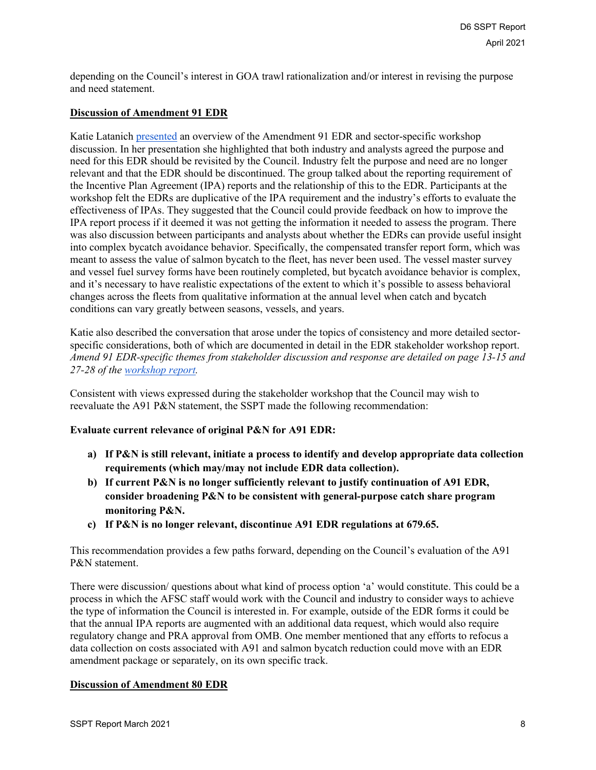depending on the Council's interest in GOA trawl rationalization and/or interest in revising the purpose and need statement.

**Discussion of Amendment 91 EDR**

Katie Latanich [presented](presented) an overview of the Amendment 91 EDR and sector-specific workshop discussion. In her presentation she highlighted that both industry and analysts agreed the purpose and need for this EDR should be revisited by the Council. Industry felt the purpose and need are no longer relevant and that the EDR should be discontinued. The group talked about the reporting requirement of the Incentive Plan Agreement (IPA) reports and the relationship of this to the EDR. Participants at the workshop felt the EDRs are duplicative of the IPA requirement and the industry's efforts to evaluate the effectiveness of IPAs. They suggested that the Council could provide feedback on how to improve the IPA report process if it deemed it was not getting the information it needed to assess the program. There was also discussion between participants and analysts about whether the EDRs can provide useful insight into complex bycatch avoidance behavior. Specifically, the compensated transfer report form, which was meant to assess the value of salmon bycatch to the fleet, has never been used. The vessel master survey and vessel fuel survey forms have been routinely completed, but bycatch avoidance behavior is complex, and it's necessary to have realistic expectations of the extent to which it's possible to assess behavioral changes across the fleets from qualitative information at the annual level when catch and bycatch conditions can vary greatly between seasons, vessels, and years.

Katie also described the conversation that arose under the topics of consistency and more detailed sector-specific considerations, both of which are documented in detail in the EDR stakeholder workshop report. *Amend 91 EDR-specific themes from stakeholder discussion and response are detailed on page 13-15 and 27-28 of the [workshop report](workshop report).*

Consistent with views expressed during the stakeholder workshop that the Council may wish to reevaluate the A91 P&N statement, the SSPT made the following recommendation:

**Evaluate current relevance of original P&N for A91 EDR:**

- **a) If P&N is still relevant, initiate a process to identify and develop appropriate data collection requirements (which may/may not include EDR data collection).**
- **b) If current P&N is no longer sufficiently relevant to justify continuation of A91 EDR, consider broadening P&N to be consistent with general-purpose catch share program monitoring P&N.**
- **c) If P&N is no longer relevant, discontinue A91 EDR regulations at 679.65.**

This recommendation provides a few paths forward, depending on the Council's evaluation of the A91 P&N statement.

There were discussion/ questions about what kind of process option 'a' would constitute. This could be a process in which the AFSC staff would work with the Council and industry to consider ways to achieve the type of information the Council is interested in. For example, outside of the EDR forms it could be that the annual IPA reports are augmented with an additional data request, which would also require regulatory change and PRA approval from OMB. One member mentioned that any efforts to refocus a data collection on costs associated with A91 and salmon bycatch reduction could move with an EDR amendment package or separately, on its own specific track.

**Discussion of Amendment 80 EDR**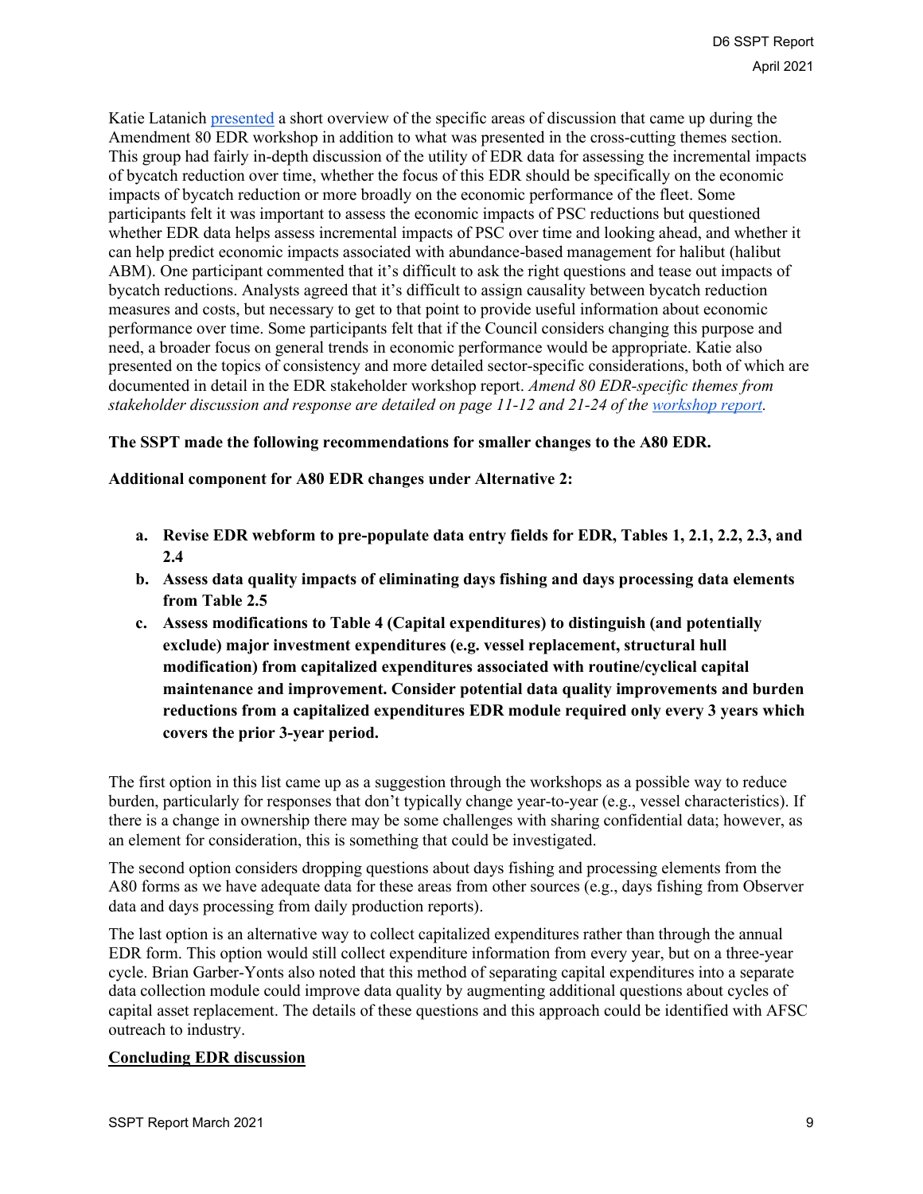Katie Latanich presented a short overview of the specific areas of discussion that came up during the Amendment 80 EDR workshop in addition to what was presented in the cross-cutting themes section. This group had fairly in-depth discussion of the utility of EDR data for assessing the incremental impacts of bycatch reduction over time, whether the focus of this EDR should be specifically on the economic impacts of bycatch reduction or more broadly on the economic performance of the fleet. Some participants felt it was important to assess the economic impacts of PSC reductions but questioned whether EDR data helps assess incremental impacts of PSC over time and looking ahead, and whether it can help predict economic impacts associated with abundance-based management for halibut (halibut ABM). One participant commented that it's difficult to ask the right questions and tease out impacts of bycatch reductions. Analysts agreed that it's difficult to assign causality between bycatch reduction measures and costs, but necessary to get to that point to provide useful information about economic performance over time. Some participants felt that if the Council considers changing this purpose and need, a broader focus on general trends in economic performance would be appropriate. Katie also presented on the topics of consistency and more detailed sector-specific considerations, both of which are documented in detail in the EDR stakeholder workshop report. *Amend 80 EDR-specific themes from stakeholder discussion and response are detailed on page 11-12 and 21-24 of the workshop report.*

**The SSPT made the following recommendations for smaller changes to the A80 EDR.**

**Additional component for A80 EDR changes under Alternative 2:**

a. **Revise EDR webform to pre-populate data entry fields for EDR, Tables 1, 2.1, 2.2, 2.3, and 2.4**
b. **Assess data quality impacts of eliminating days fishing and days processing data elements from Table 2.5**
c. **Assess modifications to Table 4 (Capital expenditures) to distinguish (and potentially exclude) major investment expenditures (e.g. vessel replacement, structural hull modification) from capitalized expenditures associated with routine/cyclical capital maintenance and improvement. Consider potential data quality improvements and burden reductions from a capitalized expenditures EDR module required only every 3 years which covers the prior 3-year period.**

The first option in this list came up as a suggestion through the workshops as a possible way to reduce burden, particularly for responses that don't typically change year-to-year (e.g., vessel characteristics). If there is a change in ownership there may be some challenges with sharing confidential data; however, as an element for consideration, this is something that could be investigated.

The second option considers dropping questions about days fishing and processing elements from the A80 forms as we have adequate data for these areas from other sources (e.g., days fishing from Observer data and days processing from daily production reports).

The last option is an alternative way to collect capitalized expenditures rather than through the annual EDR form. This option would still collect expenditure information from every year, but on a three-year cycle. Brian Garber-Yonts also noted that this method of separating capital expenditures into a separate data collection module could improve data quality by augmenting additional questions about cycles of capital asset replacement. The details of these questions and this approach could be identified with AFSC outreach to industry.

**Concluding EDR discussion**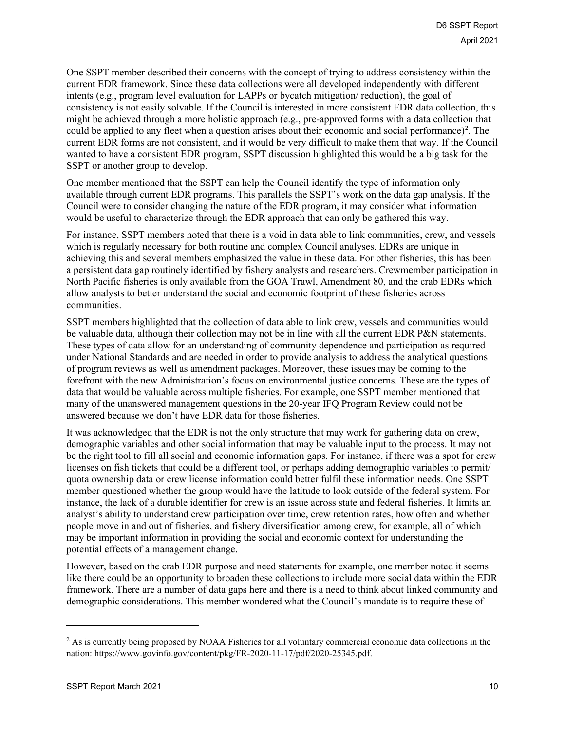One SSPT member described their concerns with the concept of trying to address consistency within the current EDR framework. Since these data collections were all developed independently with different intents (e.g., program level evaluation for LAPPs or bycatch mitigation/ reduction), the goal of consistency is not easily solvable. If the Council is interested in more consistent EDR data collection, this might be achieved through a more holistic approach (e.g., pre-approved forms with a data collection that could be applied to any fleet when a question arises about their economic and social performance)[2]. The current EDR forms are not consistent, and it would be very difficult to make them that way. If the Council wanted to have a consistent EDR program, SSPT discussion highlighted this would be a big task for the SSPT or another group to develop.

One member mentioned that the SSPT can help the Council identify the type of information only available through current EDR programs. This parallels the SSPT's work on the data gap analysis. If the Council were to consider changing the nature of the EDR program, it may consider what information would be useful to characterize through the EDR approach that can only be gathered this way.

For instance, SSPT members noted that there is a void in data able to link communities, crew, and vessels which is regularly necessary for both routine and complex Council analyses. EDRs are unique in achieving this and several members emphasized the value in these data. For other fisheries, this has been a persistent data gap routinely identified by fishery analysts and researchers. Crewmember participation in North Pacific fisheries is only available from the GOA Trawl, Amendment 80, and the crab EDRs which allow analysts to better understand the social and economic footprint of these fisheries across communities.

SSPT members highlighted that the collection of data able to link crew, vessels and communities would be valuable data, although their collection may not be in line with all the current EDR P&N statements. These types of data allow for an understanding of community dependence and participation as required under National Standards and are needed in order to provide analysis to address the analytical questions of program reviews as well as amendment packages. Moreover, these issues may be coming to the forefront with the new Administration's focus on environmental justice concerns. These are the types of data that would be valuable across multiple fisheries. For example, one SSPT member mentioned that many of the unanswered management questions in the 20-year IFQ Program Review could not be answered because we don't have EDR data for those fisheries.

It was acknowledged that the EDR is not the only structure that may work for gathering data on crew, demographic variables and other social information that may be valuable input to the process. It may not be the right tool to fill all social and economic information gaps. For instance, if there was a spot for crew licenses on fish tickets that could be a different tool, or perhaps adding demographic variables to permit/ quota ownership data or crew license information could better fulfil these information needs. One SSPT member questioned whether the group would have the latitude to look outside of the federal system. For instance, the lack of a durable identifier for crew is an issue across state and federal fisheries. It limits an analyst's ability to understand crew participation over time, crew retention rates, how often and whether people move in and out of fisheries, and fishery diversification among crew, for example, all of which may be important information in providing the social and economic context for understanding the potential effects of a management change.

However, based on the crab EDR purpose and need statements for example, one member noted it seems like there could be an opportunity to broaden these collections to include more social data within the EDR framework. There are a number of data gaps here and there is a need to think about linked community and demographic considerations. This member wondered what the Council's mandate is to require these of

---

[2] As is currently being proposed by NOAA Fisheries for all voluntary commercial economic data collections in the nation: https://www.govinfo.gov/content/pkg/FR-2020-11-17/pdf/2020-25345.pdf.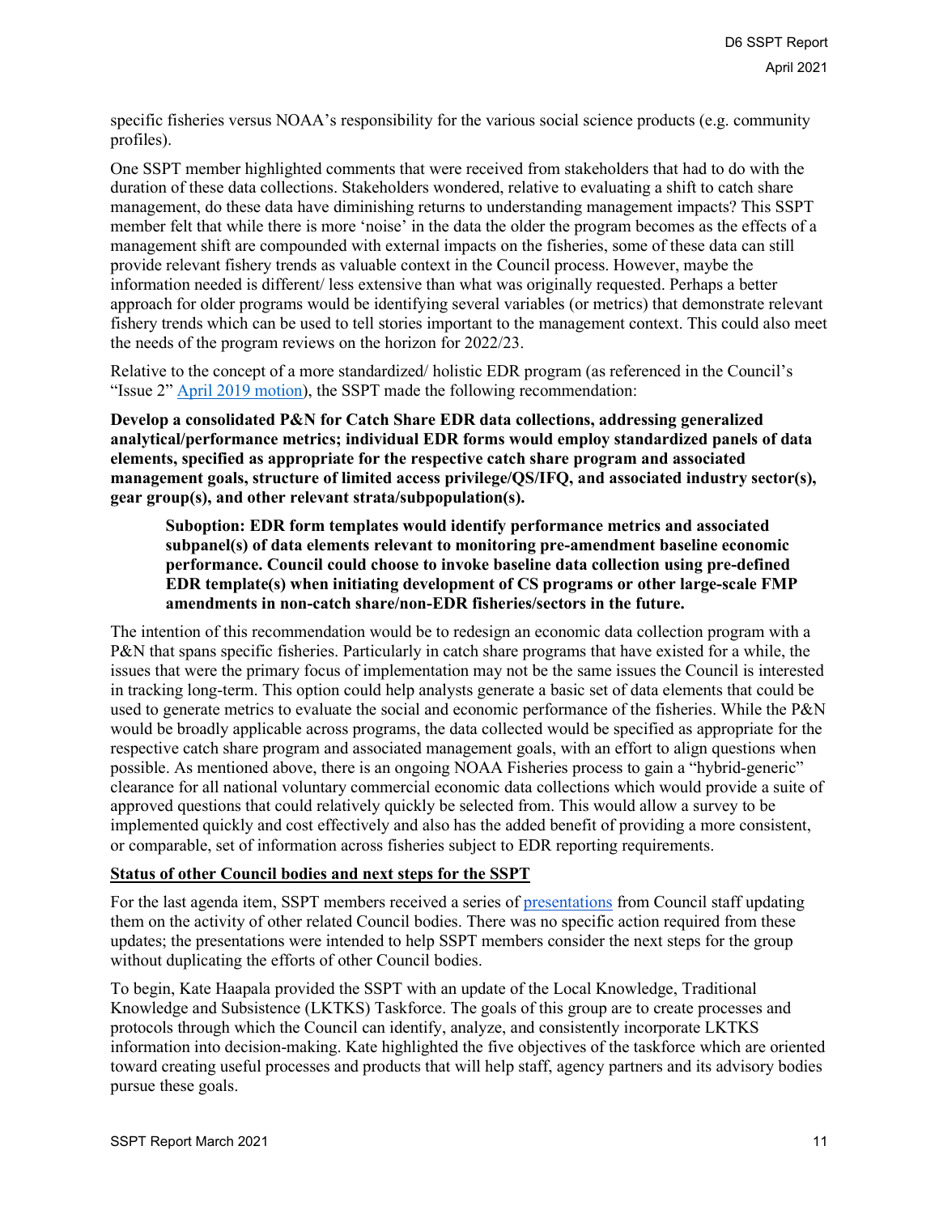specific fisheries versus NOAA's responsibility for the various social science products (e.g. community profiles).

One SSPT member highlighted comments that were received from stakeholders that had to do with the duration of these data collections. Stakeholders wondered, relative to evaluating a shift to catch share management, do these data have diminishing returns to understanding management impacts? This SSPT member felt that while there is more 'noise' in the data the older the program becomes as the effects of a management shift are compounded with external impacts on the fisheries, some of these data can still provide relevant fishery trends as valuable context in the Council process. However, maybe the information needed is different/ less extensive than what was originally requested. Perhaps a better approach for older programs would be identifying several variables (or metrics) that demonstrate relevant fishery trends which can be used to tell stories important to the management context. This could also meet the needs of the program reviews on the horizon for 2022/23.

Relative to the concept of a more standardized/ holistic EDR program (as referenced in the Council's "Issue 2" April 2019 motion), the SSPT made the following recommendation:

**Develop a consolidated P&N for Catch Share EDR data collections, addressing generalized analytical/performance metrics; individual EDR forms would employ standardized panels of data elements, specified as appropriate for the respective catch share program and associated management goals, structure of limited access privilege/QS/IFQ, and associated industry sector(s), gear group(s), and other relevant strata/subpopulation(s).**

> **Suboption: EDR form templates would identify performance metrics and associated subpanel(s) of data elements relevant to monitoring pre-amendment baseline economic performance. Council could choose to invoke baseline data collection using pre-defined EDR template(s) when initiating development of CS programs or other large-scale FMP amendments in non-catch share/non-EDR fisheries/sectors in the future.**

The intention of this recommendation would be to redesign an economic data collection program with a P&N that spans specific fisheries. Particularly in catch share programs that have existed for a while, the issues that were the primary focus of implementation may not be the same issues the Council is interested in tracking long-term. This option could help analysts generate a basic set of data elements that could be used to generate metrics to evaluate the social and economic performance of the fisheries. While the P&N would be broadly applicable across programs, the data collected would be specified as appropriate for the respective catch share program and associated management goals, with an effort to align questions when possible. As mentioned above, there is an ongoing NOAA Fisheries process to gain a "hybrid-generic" clearance for all national voluntary commercial economic data collections which would provide a suite of approved questions that could relatively quickly be selected from. This would allow a survey to be implemented quickly and cost effectively and also has the added benefit of providing a more consistent, or comparable, set of information across fisheries subject to EDR reporting requirements.

**Status of other Council bodies and next steps for the SSPT**

For the last agenda item, SSPT members received a series of presentations from Council staff updating them on the activity of other related Council bodies. There was no specific action required from these updates; the presentations were intended to help SSPT members consider the next steps for the group without duplicating the efforts of other Council bodies.

To begin, Kate Haapala provided the SSPT with an update of the Local Knowledge, Traditional Knowledge and Subsistence (LKTKS) Taskforce. The goals of this group are to create processes and protocols through which the Council can identify, analyze, and consistently incorporate LKTKS information into decision-making. Kate highlighted the five objectives of the taskforce which are oriented toward creating useful processes and products that will help staff, agency partners and its advisory bodies pursue these goals.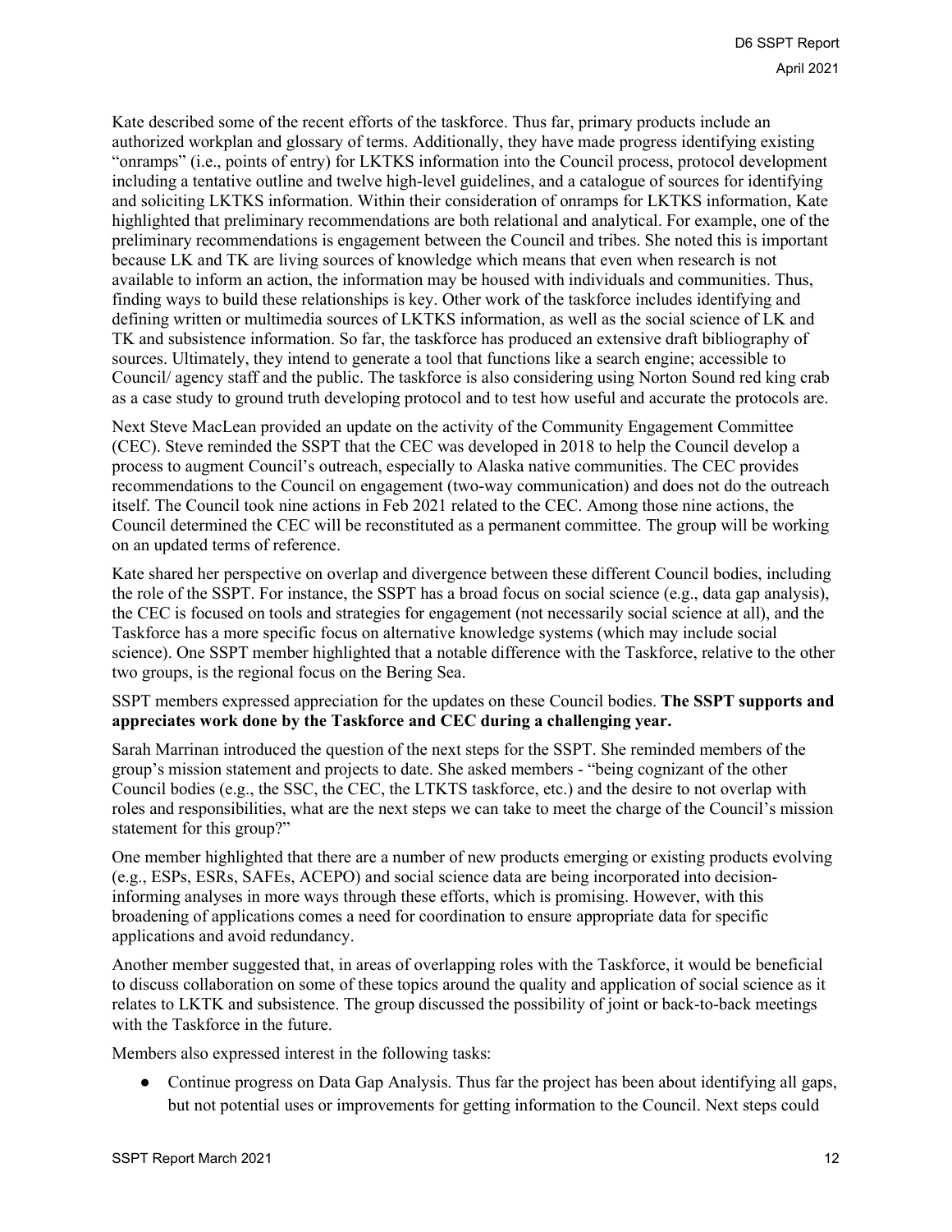Kate described some of the recent efforts of the taskforce. Thus far, primary products include an authorized workplan and glossary of terms. Additionally, they have made progress identifying existing "onramps" (i.e., points of entry) for LKTKS information into the Council process, protocol development including a tentative outline and twelve high-level guidelines, and a catalogue of sources for identifying and soliciting LKTKS information. Within their consideration of onramps for LKTKS information, Kate highlighted that preliminary recommendations are both relational and analytical. For example, one of the preliminary recommendations is engagement between the Council and tribes. She noted this is important because LK and TK are living sources of knowledge which means that even when research is not available to inform an action, the information may be housed with individuals and communities. Thus, finding ways to build these relationships is key. Other work of the taskforce includes identifying and defining written or multimedia sources of LKTKS information, as well as the social science of LK and TK and subsistence information. So far, the taskforce has produced an extensive draft bibliography of sources. Ultimately, they intend to generate a tool that functions like a search engine; accessible to Council/ agency staff and the public. The taskforce is also considering using Norton Sound red king crab as a case study to ground truth developing protocol and to test how useful and accurate the protocols are.

Next Steve MacLean provided an update on the activity of the Community Engagement Committee (CEC). Steve reminded the SSPT that the CEC was developed in 2018 to help the Council develop a process to augment Council's outreach, especially to Alaska native communities. The CEC provides recommendations to the Council on engagement (two-way communication) and does not do the outreach itself. The Council took nine actions in Feb 2021 related to the CEC. Among those nine actions, the Council determined the CEC will be reconstituted as a permanent committee. The group will be working on an updated terms of reference.

Kate shared her perspective on overlap and divergence between these different Council bodies, including the role of the SSPT. For instance, the SSPT has a broad focus on social science (e.g., data gap analysis), the CEC is focused on tools and strategies for engagement (not necessarily social science at all), and the Taskforce has a more specific focus on alternative knowledge systems (which may include social science). One SSPT member highlighted that a notable difference with the Taskforce, relative to the other two groups, is the regional focus on the Bering Sea.

SSPT members expressed appreciation for the updates on these Council bodies. **The SSPT supports and appreciates work done by the Taskforce and CEC during a challenging year.**

Sarah Marrinan introduced the question of the next steps for the SSPT. She reminded members of the group's mission statement and projects to date. She asked members - "being cognizant of the other Council bodies (e.g., the SSC, the CEC, the LTKTS taskforce, etc.) and the desire to not overlap with roles and responsibilities, what are the next steps we can take to meet the charge of the Council's mission statement for this group?"

One member highlighted that there are a number of new products emerging or existing products evolving (e.g., ESPs, ESRs, SAFEs, ACEPO) and social science data are being incorporated into decision-informing analyses in more ways through these efforts, which is promising. However, with this broadening of applications comes a need for coordination to ensure appropriate data for specific applications and avoid redundancy.

Another member suggested that, in areas of overlapping roles with the Taskforce, it would be beneficial to discuss collaboration on some of these topics around the quality and application of social science as it relates to LKTK and subsistence. The group discussed the possibility of joint or back-to-back meetings with the Taskforce in the future.

Members also expressed interest in the following tasks:

- Continue progress on Data Gap Analysis. Thus far the project has been about identifying all gaps, but not potential uses or improvements for getting information to the Council. Next steps could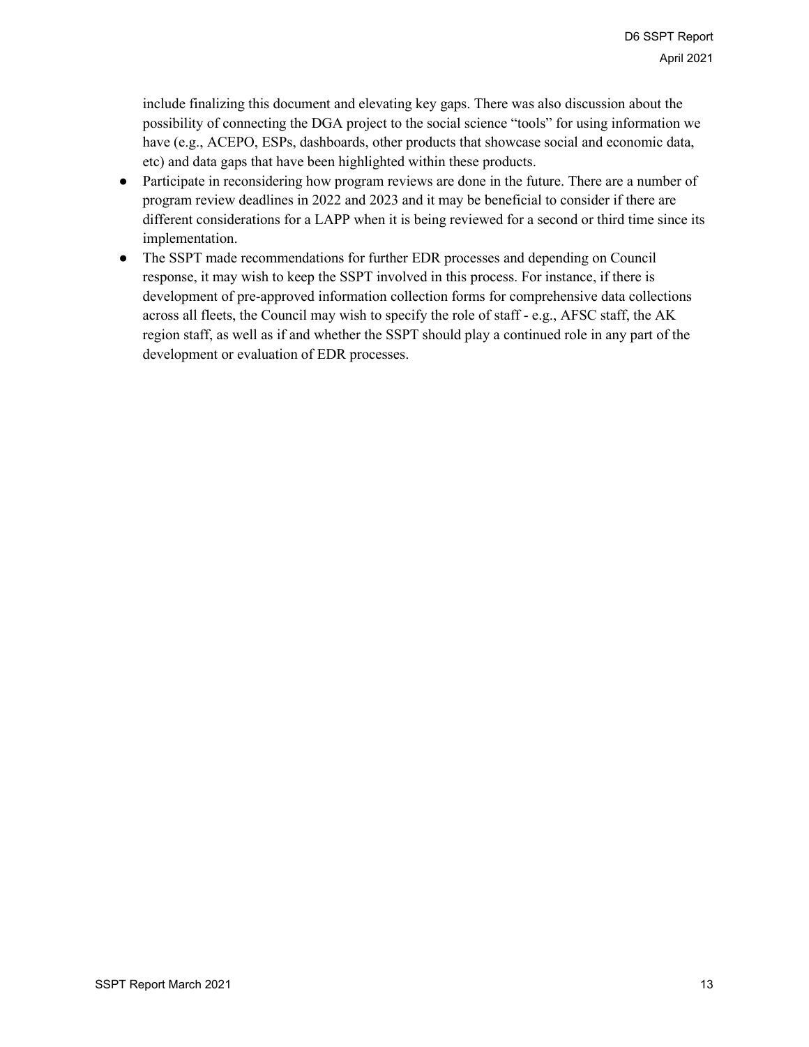include finalizing this document and elevating key gaps. There was also discussion about the possibility of connecting the DGA project to the social science "tools" for using information we have (e.g., ACEPO, ESPs, dashboards, other products that showcase social and economic data, etc) and data gaps that have been highlighted within these products.

- Participate in reconsidering how program reviews are done in the future. There are a number of program review deadlines in 2022 and 2023 and it may be beneficial to consider if there are different considerations for a LAPP when it is being reviewed for a second or third time since its implementation.
- The SSPT made recommendations for further EDR processes and depending on Council response, it may wish to keep the SSPT involved in this process. For instance, if there is development of pre-approved information collection forms for comprehensive data collections across all fleets, the Council may wish to specify the role of staff - e.g., AFSC staff, the AK region staff, as well as if and whether the SSPT should play a continued role in any part of the development or evaluation of EDR processes.